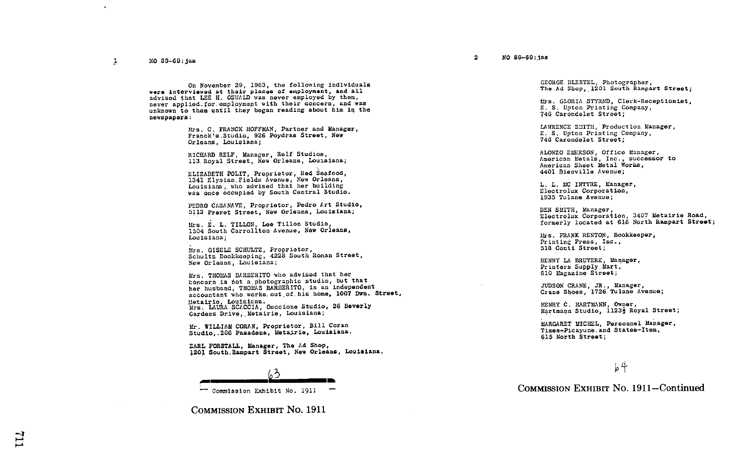NO 89-69;jns

On November 29, 1963, the following individuals were interviewed at their places of employment, and all advised that LEE H. OSWALD was never employed by them, never applied for employment with their concern, and was unknown to them until they began reading about him in the newspapers:

Mrs. C. FRANCK HOFFMAN, Partner and Manager, Franck's Studio, 926 Poydras Street, New Orleans, Louisiana;

RICHARD RELF, Manager, Relf Studios, 113 Royal Street, New Orleans, Louisiana;

ELIZABETH POLIT, Proprietor, Red Seafood, 1341 Elysian Fields Avenue, New Orleans, Louisiana, who advised that her building was once occupied by South Central Studio.

PEDRO CASANAVE, Proprietor, Pedro Art Studio, 5112 Freret Street, New Orleans, Louisiana;

Mrs. E. L. TILLON, Lee Tillon Studio, 1504 South Carrollton Avenue, New Orleans, Louisiana;

Mrs. GISELE SCHULTZ, Proprietor, Schultz Bookkeeping, 4228 South Ronan Street, New Orleans, Louisiana;

Mrs. THOMAS BARBERITO who advised that her concern is not a photographic studio, but that her husband, THOMAS BARBERITO, is an independent accountant who works out of his home, 1007 Dwn. Street, Metairie, Louisiana.

Mrs. LAURA SCACCIA, Guccione Studio, 26 Beverly Gardens Drive, Metairie, Louisiana;

Mr. WILLIAM CORAN, Proprietor, Bill Coran Studio, 206 Pasadena, Metairie, Louisiana.

EARL FORSTALL, Manager, The Ad Shop, 1201 South Rampart Street, New Orleans, Louisiana.

63

Commission Exhibit No. 1911

COMMISSION EXHIBIT No. 1911

NO 89-69;jns

GEORGE BLESTEL, Photographer, The Ad Shop, 1201 South Rampart Street;

Mrs. GLORIA STYRND, Clerk-Receptionist, E. S. Upton Printing Company, 746 Carondelet Street;

LAWRENCE SMITH, Production Manager, E. S. Upton Printing Company, 746 Carondelet Street;

ALONZO EMERSON, Office Manager, American Metals, Inc., successor to American Sheet Metal Works, 4401 Bienville Avenue;

L. L. MC INTYRE, Manager, Electrolux Corporation, 1935 Tulane Avenue;

BEN SMITH, Manager, Electrolux Corporation, 3407 Metairie Road, formerly located at 616 North Rampart Street;

Mrs. FRANK RENTON, Bookkeeper, Printing Press, Inc., 518 Conti Street;

BENNY LA BRUYERE, Manager, Printers Supply Mart, 610 Magazine Street;

JUDSON CRANE, JR., Manager, Crane Shoes, 1726 Tulane Avenue;

HENRY C. HARTMANN, Owner, Hartmann Studio, 1123½ Royal Street;

MARGARET MICHEL, Personnel Manager, Times-Picayune and States-Item, 615 North Street;

64

COMMISSION EXHIBIT No. 1911—Continued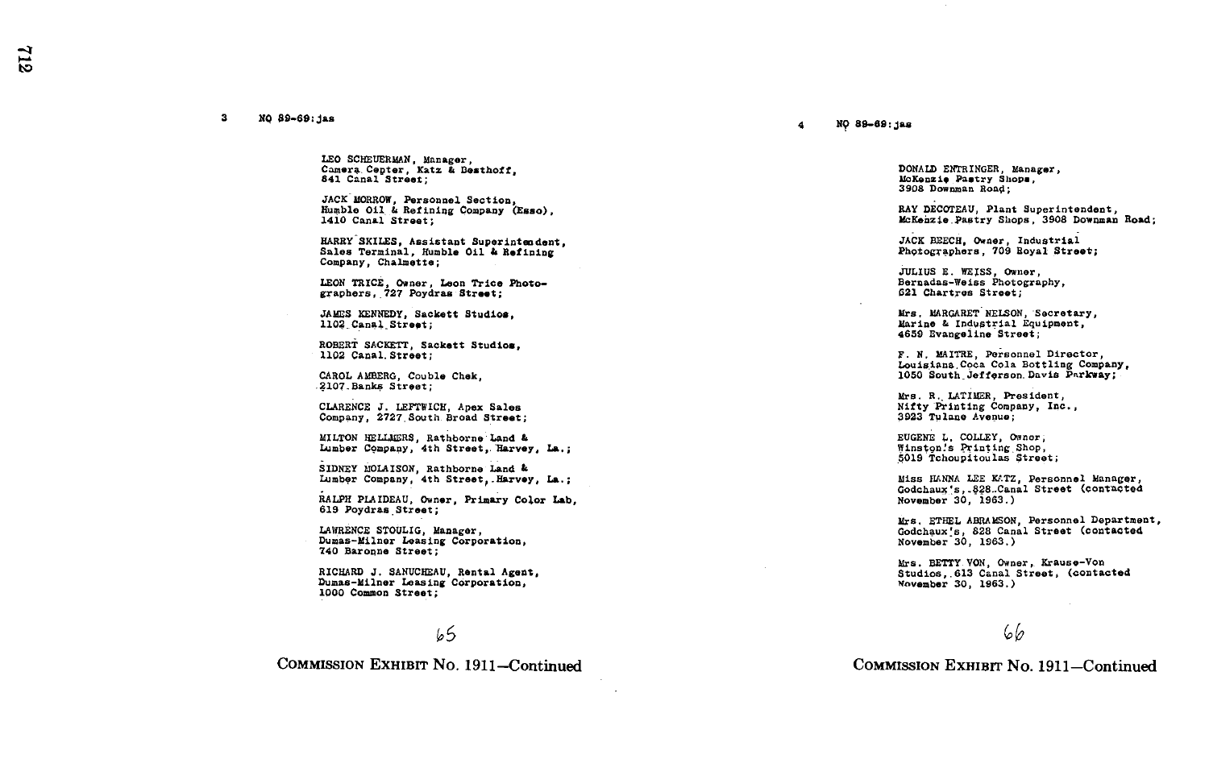3 NO 89-69:jas

LEO SCHEUERMAN, Manager,
Camera Center, Katz & Besthoff,
841 Canal Street;

JACK MORROW, Personnel Section,
Humble Oil & Refining Company (Esso),
1410 Canal Street;

HARRY SKILES, Assistant Superintendent,
Sales Terminal, Humble Oil & Refining
Company, Chalmette;

LEON TRICE, Owner, Leon Trice Photo-
graphers, 727 Poydras Street;

JAMES KENNEDY, Sackett Studios,
1102 Canal Street;

ROBERT SACKETT, Sackett Studios,
1102 Canal Street;

CAROL AMBERG, Couble Chek,
2107 Banks Street;

CLARENCE J. LEFTWICH, Apex Sales
Company, 2727 South Broad Street;

MILTON HELLMERS, Rathborne Land &
Lumber Company, 4th Street, Harvey, La.;

SIDNEY MOLAISON, Rathborne Land &
Lumber Company, 4th Street, Harvey, La.;

RALPH PLAIDEAU, Owner, Primary Color Lab,
619 Poydras Street;

LAWRENCE STOULIG, Manager,
Dumas-Milner Leasing Corporation,
740 Baronne Street;

RICHARD J. SANUCHEAU, Rental Agent,
Dumas-Milner Leasing Corporation,
1000 Common Street;

65

COMMISSION EXHIBIT No. 1911—Continued

4 NO 89-69:jas

DONALD ENTRINGER, Manager,
McKenzie Pastry Shops,
3908 Downman Road;

RAY DECOTEAU, Plant Superintendent,
McKenzie Pastry Shops, 3908 Downman Road;

JACK BEECH, Owner, Industrial
Photographers, 709 Royal Street;

JULIUS E. WEISS, Owner,
Bernadas-Weiss Photography,
621 Chartres Street;

Mrs. MARGARET NELSON, Secretary,
Marine & Industrial Equipment,
4659 Evangeline Street;

F. N. MAITRE, Personnel Director,
Louisiana Coca Cola Bottling Company,
1050 South Jefferson Davis Parkway;

Mrs. R. LATIMER, President,
Nifty Printing Company, Inc.,
3923 Tulane Avenue;

EUGENE L. COLLEY, Owner,
Winston's Printing Shop,
5019 Tchoupitoulas Street;

Miss HANNA LEE KATZ, Personnel Manager,
Godchaux's, 828 Canal Street (contacted
November 30, 1963.)

Mrs. ETHEL ABRAMSON, Personnel Department,
Godchaux's, 828 Canal Street (contacted
November 30, 1963.)

Mrs. BETTY VON, Owner, Krause-Von
Studios, 613 Canal Street, (contacted
November 30, 1963.)

66

COMMISSION EXHIBIT No. 1911—Continued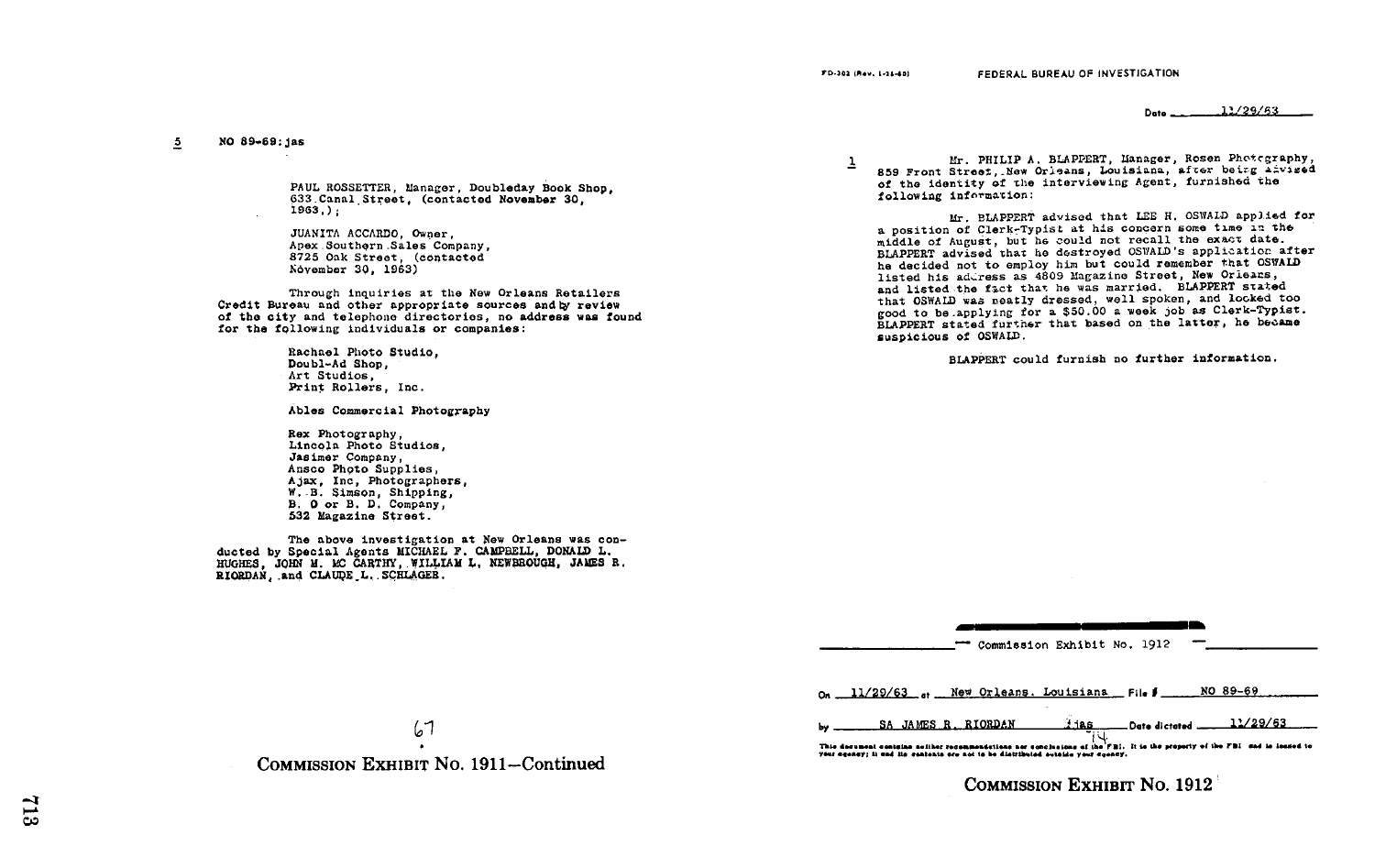5 NO 89-69:jas

PAUL ROSSETTER, Manager, Doubleday Book Shop, 633 Canal Street, (contacted November 30, 1963,);

JUANITA ACCARDO, Owner, Apex Southern Sales Company, 8725 Oak Street, (contacted November 30, 1963)

Through inquiries at the New Orleans Retailers Credit Bureau and other appropriate sources and by review of the city and telephone directories, no address was found for the following individuals or companies:

Rachael Photo Studio,
Doubl-Ad Shop,
Art Studios,
Print Rollers, Inc.

Ables Commercial Photography

Rex Photography,
Lincoln Photo Studios,
Jasimer Company,
Ansco Photo Supplies,
Ajax, Inc, Photographers,
W. B. Simson, Shipping,
B. O or B. D. Company,
532 Magazine Street.

The above investigation at New Orleans was conducted by Special Agents MICHAEL F. CAMPBELL, DONALD L. HUGHES, JOHN M. MC CARTHY, WILLIAM L. NEWBROUGH, JAMES R. RIORDAN, and CLAUDE L. SCHLAGER.

67

COMMISSION EXHIBIT No. 1911—Continued

FD-302 (Rev. 1-25-60)

FEDERAL BUREAU OF INVESTIGATION

Date 11/29/63

1 Mr. PHILIP A. BLAPPERT, Manager, Rosen Photography, 859 Front Street, New Orleans, Louisiana, after being advised of the identity of the interviewing Agent, furnished the following information:

Mr. BLAPPERT advised that LEE H. OSWALD applied for a position of Clerk-Typist at his concern some time in the middle of August, but he could not recall the exact date. BLAPPERT advised that he destroyed OSWALD's application after he decided not to employ him but could remember that OSWALD listed his address as 4809 Magazine Street, New Orleans, and listed the fact that he was married. BLAPPERT stated that OSWALD was neatly dressed, well spoken, and looked too good to be applying for a $50.00 a week job as Clerk-Typist. BLAPPERT stated further that based on the latter, he became suspicious of OSWALD.

BLAPPERT could furnish no further information.

Commission Exhibit No. 1912

On 11/29/63 at New Orleans, Louisiana File # NO 89-69

by SA JAMES R. RIORDAN jjas Date dictated 11/29/63

14

This document contains neither recommendations nor conclusions of the FBI. It is the property of the FBI and is loaned to your agency; it and its contents are not to be distributed outside your agency.

COMMISSION EXHIBIT No. 1912